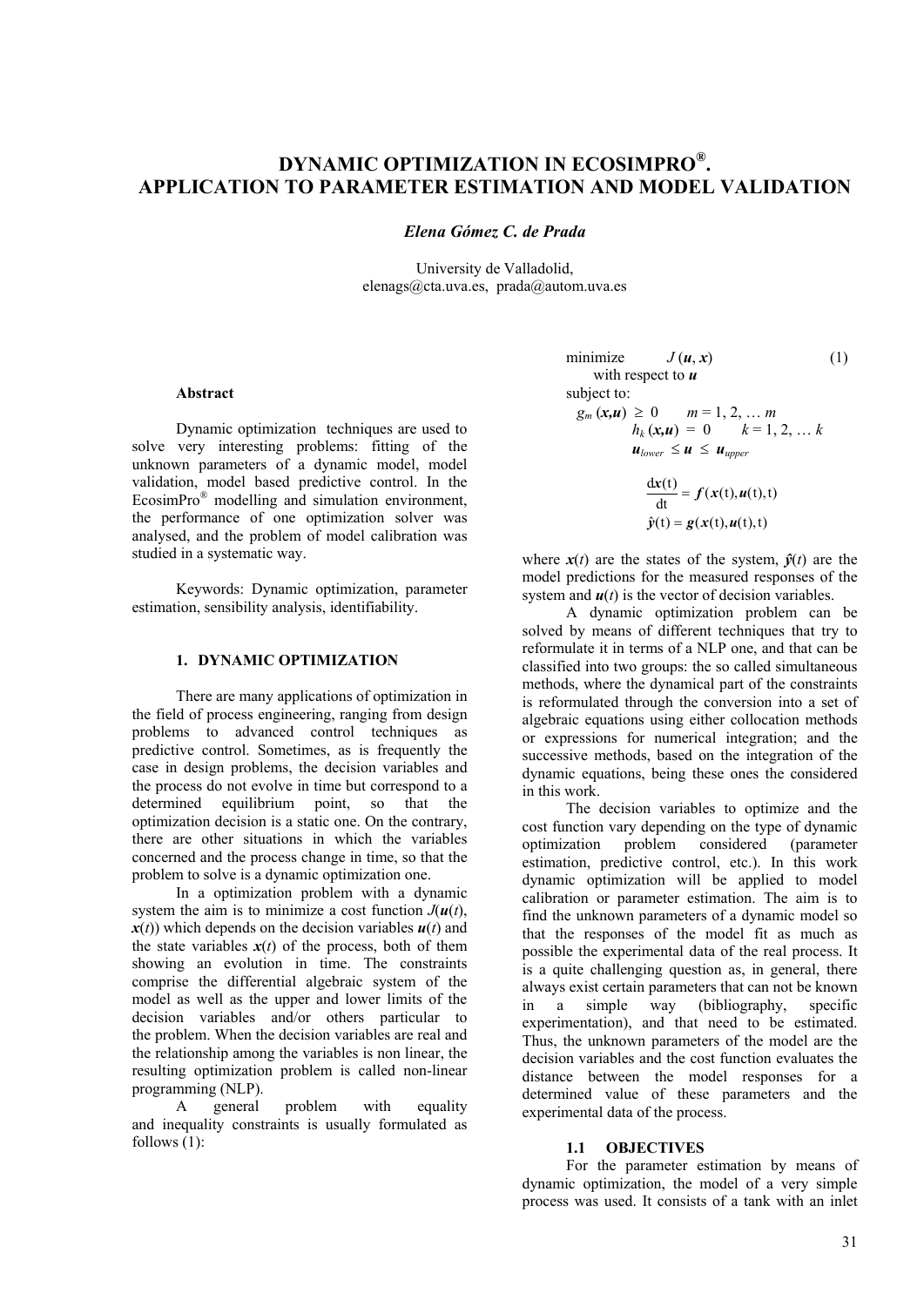# DYNAMIC OPTIMIZATION IN ECOSIMPRO®. APPLICATION TO PARAMETER ESTIMATION AND MODEL VALIDATION

***Elena Gómez C. de Prada***

University de Valladolid,
elenags@cta.uva.es, prada@autom.uva.es

**Abstract**

Dynamic optimization techniques are used to solve very interesting problems: fitting of the unknown parameters of a dynamic model, model validation, model based predictive control. In the EcosimPro® modelling and simulation environment, the performance of one optimization solver was analysed, and the problem of model calibration was studied in a systematic way.

Keywords: Dynamic optimization, parameter estimation, sensibility analysis, identifiability.

## 1. DYNAMIC OPTIMIZATION

There are many applications of optimization in the field of process engineering, ranging from design problems to advanced control techniques as predictive control. Sometimes, as is frequently the case in design problems, the decision variables and the process do not evolve in time but correspond to a determined equilibrium point, so that the optimization decision is a static one. On the contrary, there are other situations in which the variables concerned and the process change in time, so that the problem to solve is a dynamic optimization one.

In a optimization problem with a dynamic system the aim is to minimize a cost function $J(\boldsymbol{u}(t), \boldsymbol{x}(t))$ which depends on the decision variables $\boldsymbol{u}(t)$ and the state variables $\boldsymbol{x}(t)$ of the process, both of them showing an evolution in time. The constraints comprise the differential algebraic system of the model as well as the upper and lower limits of the decision variables and/or others particular to the problem. When the decision variables are real and the relationship among the variables is non linear, the resulting optimization problem is called non-linear programming (NLP).

A general problem with equality and inequality constraints is usually formulated as follows (1):

$$
\begin{aligned}
&\text{minimize} \quad J(\boldsymbol{u}, \boldsymbol{x}) \qquad\qquad (1)\\
&\quad \text{with respect to } \boldsymbol{u}\\
&\text{subject to:}\\
&g_m(\boldsymbol{x},\boldsymbol{u}) \geq 0 \qquad m = 1, 2, \ldots m\\
&h_k(\boldsymbol{x},\boldsymbol{u}) = 0 \qquad k = 1, 2, \ldots k\\
&\boldsymbol{u}_{lower} \leq \boldsymbol{u} \leq \boldsymbol{u}_{upper}\\
&\frac{d\boldsymbol{x}(t)}{dt} = \boldsymbol{f}(\boldsymbol{x}(t), \boldsymbol{u}(t), t)\\
&\hat{\boldsymbol{y}}(t) = \boldsymbol{g}(\boldsymbol{x}(t), \boldsymbol{u}(t), t)
\end{aligned}
$$

where $\boldsymbol{x}(t)$ are the states of the system, $\hat{\boldsymbol{y}}(t)$ are the model predictions for the measured responses of the system and $\boldsymbol{u}(t)$ is the vector of decision variables.

A dynamic optimization problem can be solved by means of different techniques that try to reformulate it in terms of a NLP one, and that can be classified into two groups: the so called simultaneous methods, where the dynamical part of the constraints is reformulated through the conversion into a set of algebraic equations using either collocation methods or expressions for numerical integration; and the successive methods, based on the integration of the dynamic equations, being these ones the considered in this work.

The decision variables to optimize and the cost function vary depending on the type of dynamic optimization problem considered (parameter estimation, predictive control, etc.). In this work dynamic optimization will be applied to model calibration or parameter estimation. The aim is to find the unknown parameters of a dynamic model so that the responses of the model fit as much as possible the experimental data of the real process. It is a quite challenging question as, in general, there always exist certain parameters that can not be known in a simple way (bibliography, specific experimentation), and that need to be estimated. Thus, the unknown parameters of the model are the decision variables and the cost function evaluates the distance between the model responses for a determined value of these parameters and the experimental data of the process.

### 1.1 OBJECTIVES

For the parameter estimation by means of dynamic optimization, the model of a very simple process was used. It consists of a tank with an inlet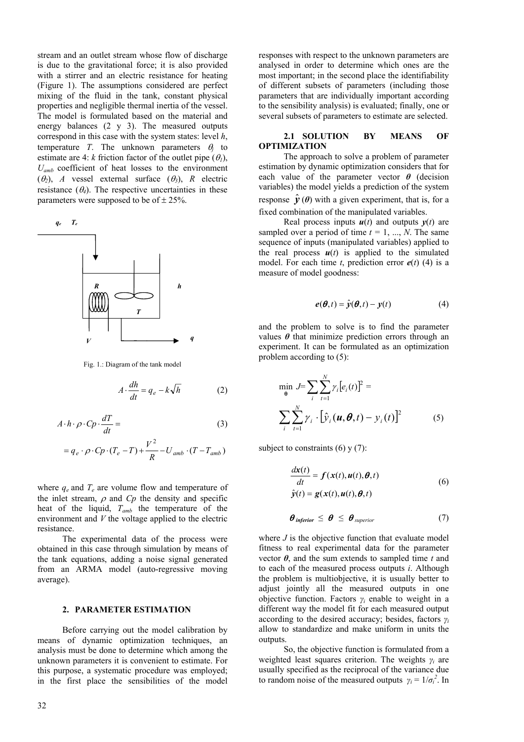stream and an outlet stream whose flow of discharge is due to the gravitational force; it is also provided with a stirrer and an electric resistance for heating (Figure 1). The assumptions considered are perfect mixing of the fluid in the tank, constant physical properties and negligible thermal inertia of the vessel. The model is formulated based on the material and energy balances (2 y 3). The measured outputs correspond in this case with the system states: level $h$, temperature $T$. The unknown parameters $\theta_j$ to estimate are 4: $k$ friction factor of the outlet pipe ($\theta_1$), $U_{amb}$ coefficient of heat losses to the environment ($\theta_2$), $A$ vessel external surface ($\theta_3$), $R$ electric resistance ($\theta_4$). The respective uncertainties in these parameters were supposed to be of ± 25%.

Fig. 1.: Diagram of the tank model

$$A \cdot \frac{dh}{dt} = q_e - k\sqrt{h} \tag{2}$$

$$A \cdot h \cdot \rho \cdot Cp \cdot \frac{dT}{dt} = \tag{3}$$

$$= q_e \cdot \rho \cdot Cp \cdot (T_e - T) + \frac{V^2}{R} - U_{amb} \cdot (T - T_{amb})$$

where $q_e$ and $T_e$ are volume flow and temperature of the inlet stream, $\rho$ and $Cp$ the density and specific heat of the liquid, $T_{amb}$ the temperature of the environment and $V$ the voltage applied to the electric resistance.

The experimental data of the process were obtained in this case through simulation by means of the tank equations, adding a noise signal generated from an ARMA model (auto-regressive moving average).

## 2. PARAMETER ESTIMATION

Before carrying out the model calibration by means of dynamic optimization techniques, an analysis must be done to determine which among the unknown parameters it is convenient to estimate. For this purpose, a systematic procedure was employed; in the first place the sensibilities of the model responses with respect to the unknown parameters are analysed in order to determine which ones are the most important; in the second place the identifiability of different subsets of parameters (including those parameters that are individually important according to the sensibility analysis) is evaluated; finally, one or several subsets of parameters to estimate are selected.

### 2.1 SOLUTION BY MEANS OF OPTIMIZATION

The approach to solve a problem of parameter estimation by dynamic optimization considers that for each value of the parameter vector $\boldsymbol{\theta}$ (decision variables) the model yields a prediction of the system response $\hat{\boldsymbol{y}}(\boldsymbol{\theta})$ with a given experiment, that is, for a fixed combination of the manipulated variables.

Real process inputs $\boldsymbol{u}(t)$ and outputs $\boldsymbol{y}(t)$ are sampled over a period of time $t = 1, ..., N$. The same sequence of inputs (manipulated variables) applied to the real process $\boldsymbol{u}(t)$ is applied to the simulated model. For each time $t$, prediction error $\boldsymbol{e}(t)$ (4) is a measure of model goodness:

$$\boldsymbol{e}(\boldsymbol{\theta}, t) = \hat{\boldsymbol{y}}(\boldsymbol{\theta}, t) - \boldsymbol{y}(t) \tag{4}$$

and the problem to solve is to find the parameter values $\boldsymbol{\theta}$ that minimize prediction errors through an experiment. It can be formulated as an optimization problem according to (5):

$$\min_{\boldsymbol{\theta}} J = \sum_i \sum_{t=1}^{N} \gamma_i [e_i(t)]^2 =$$

$$\sum_i \sum_{t=1}^{N} \gamma_i \cdot [\hat{y}_i(\boldsymbol{u}, \boldsymbol{\theta}, t) - y_i(t)]^2 \tag{5}$$

subject to constraints (6) y (7):

$$\frac{d\boldsymbol{x}(t)}{dt} = \boldsymbol{f}(\boldsymbol{x}(t), \boldsymbol{u}(t), \boldsymbol{\theta}, t)$$
$$\hat{\boldsymbol{y}}(t) = \boldsymbol{g}(\boldsymbol{x}(t), \boldsymbol{u}(t), \boldsymbol{\theta}, t) \tag{6}$$

$$\boldsymbol{\theta}_{inferior} \leq \boldsymbol{\theta} \leq \boldsymbol{\theta}_{superior} \tag{7}$$

where $J$ is the objective function that evaluate model fitness to real experimental data for the parameter vector $\boldsymbol{\theta}$, and the sum extends to sampled time $t$ and to each of the measured process outputs $i$. Although the problem is multiobjective, it is usually better to adjust jointly all the measured outputs in one objective function. Factors $\gamma_i$ enable to weight in a different way the model fit for each measured output according to the desired accuracy; besides, factors $\gamma_i$ allow to standardize and make uniform in units the outputs.

So, the objective function is formulated from a weighted least squares criterion. The weights $\gamma_i$ are usually specified as the reciprocal of the variance due to random noise of the measured outputs $\gamma_i = 1/\sigma_i^2$. In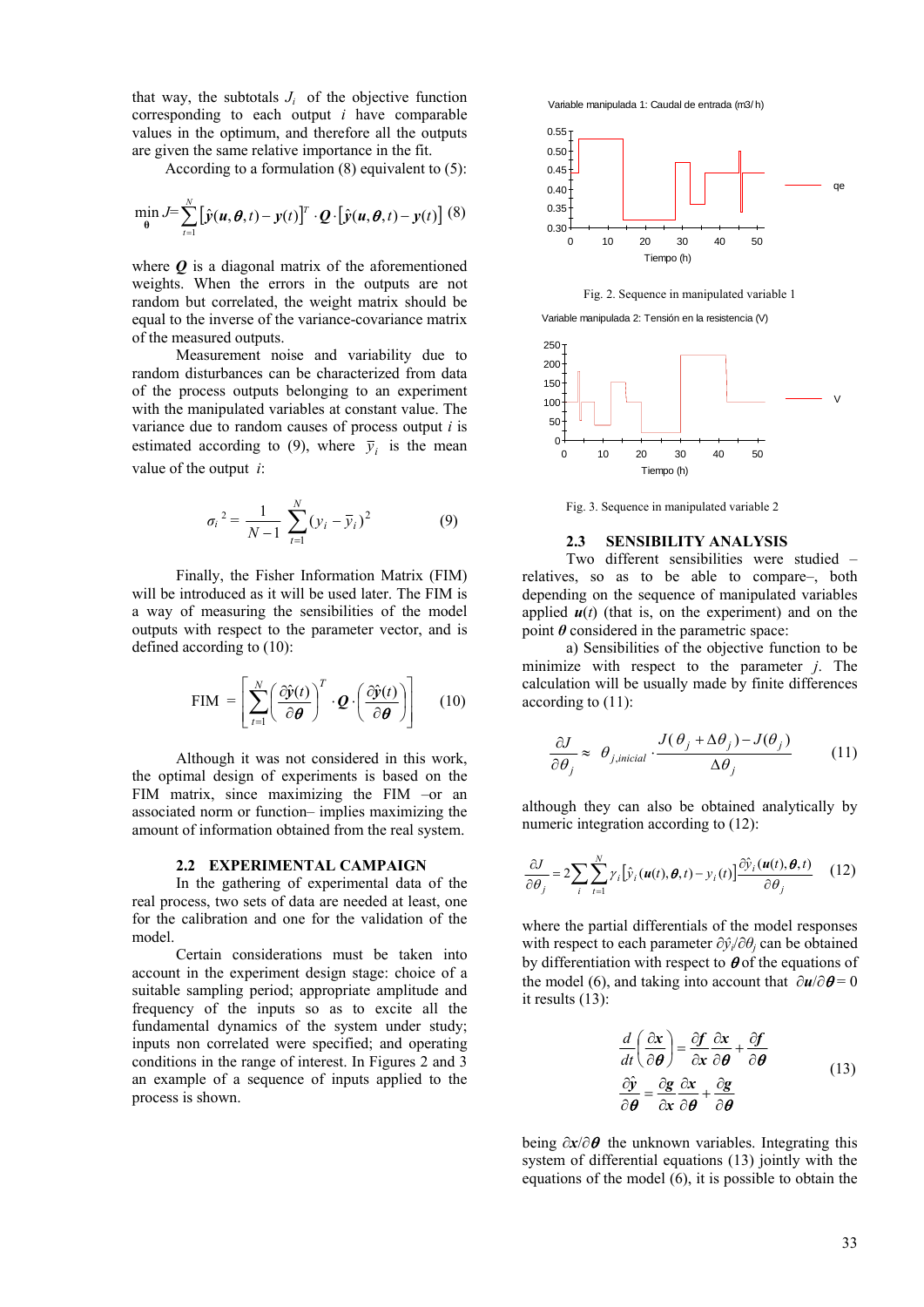that way, the subtotals $J_i$ of the objective function corresponding to each output $i$ have comparable values in the optimum, and therefore all the outputs are given the same relative importance in the fit.

According to a formulation (8) equivalent to (5):

$$\min_{\boldsymbol{\theta}} J = \sum_{t=1}^{N} \left[\hat{\boldsymbol{y}}(\boldsymbol{u},\boldsymbol{\theta},t) - \boldsymbol{y}(t)\right]^T \cdot \boldsymbol{Q} \cdot \left[\hat{\boldsymbol{y}}(\boldsymbol{u},\boldsymbol{\theta},t) - \boldsymbol{y}(t)\right] \quad (8)$$

where $\boldsymbol{Q}$ is a diagonal matrix of the aforementioned weights. When the errors in the outputs are not random but correlated, the weight matrix should be equal to the inverse of the variance-covariance matrix of the measured outputs.

Measurement noise and variability due to random disturbances can be characterized from data of the process outputs belonging to an experiment with the manipulated variables at constant value. The variance due to random causes of process output $i$ is estimated according to (9), where $\bar{y}_i$ is the mean value of the output $i$:

$$\sigma_i^{\,2} = \frac{1}{N-1} \sum_{t=1}^{N} (y_i - \bar{y}_i)^2 \quad (9)$$

Finally, the Fisher Information Matrix (FIM) will be introduced as it will be used later. The FIM is a way of measuring the sensibilities of the model outputs with respect to the parameter vector, and is defined according to (10):

$$\text{FIM} = \left[\sum_{t=1}^{N} \left(\frac{\partial \hat{\boldsymbol{y}}(t)}{\partial \boldsymbol{\theta}}\right)^T \cdot \boldsymbol{Q} \cdot \left(\frac{\partial \hat{\boldsymbol{y}}(t)}{\partial \boldsymbol{\theta}}\right)\right] \quad (10)$$

Although it was not considered in this work, the optimal design of experiments is based on the FIM matrix, since maximizing the FIM –or an associated norm or function– implies maximizing the amount of information obtained from the real system.

### 2.2 EXPERIMENTAL CAMPAIGN

In the gathering of experimental data of the real process, two sets of data are needed at least, one for the calibration and one for the validation of the model.

Certain considerations must be taken into account in the experiment design stage: choice of a suitable sampling period; appropriate amplitude and frequency of the inputs so as to excite all the fundamental dynamics of the system under study; inputs non correlated were specified; and operating conditions in the range of interest. In Figures 2 and 3 an example of a sequence of inputs applied to the process is shown.

Fig. 2. Sequence in manipulated variable 1

Fig. 3. Sequence in manipulated variable 2

### 2.3 SENSIBILITY ANALYSIS

Two different sensibilities were studied –relatives, so as to be able to compare–, both depending on the sequence of manipulated variables applied $\boldsymbol{u}(t)$ (that is, on the experiment) and on the point $\boldsymbol{\theta}$ considered in the parametric space:

a) Sensibilities of the objective function to be minimize with respect to the parameter $j$. The calculation will be usually made by finite differences according to (11):

$$\frac{\partial J}{\partial \theta_j} \approx \theta_{j,inicial} \cdot \frac{J(\theta_j + \Delta\theta_j) - J(\theta_j)}{\Delta\theta_j} \quad (11)$$

although they can also be obtained analytically by numeric integration according to (12):

$$\frac{\partial J}{\partial \theta_j} = 2 \sum_{i} \sum_{t=1}^{N} \gamma_i \left[\hat{y}_i(\boldsymbol{u}(t),\boldsymbol{\theta},t) - y_i(t)\right] \frac{\partial \hat{y}_i(\boldsymbol{u}(t),\boldsymbol{\theta},t)}{\partial \theta_j} \quad (12)$$

where the partial differentials of the model responses with respect to each parameter $\partial \hat{y}_i / \partial \theta_j$ can be obtained by differentiation with respect to $\boldsymbol{\theta}$ of the equations of the model (6), and taking into account that $\partial \boldsymbol{u} / \partial \boldsymbol{\theta} = 0$ it results (13):

$$\begin{aligned} \frac{d}{dt}\left(\frac{\partial \boldsymbol{x}}{\partial \boldsymbol{\theta}}\right) &= \frac{\partial \boldsymbol{f}}{\partial \boldsymbol{x}} \frac{\partial \boldsymbol{x}}{\partial \boldsymbol{\theta}} + \frac{\partial \boldsymbol{f}}{\partial \boldsymbol{\theta}} \\ \frac{\partial \hat{\boldsymbol{y}}}{\partial \boldsymbol{\theta}} &= \frac{\partial \boldsymbol{g}}{\partial \boldsymbol{x}} \frac{\partial \boldsymbol{x}}{\partial \boldsymbol{\theta}} + \frac{\partial \boldsymbol{g}}{\partial \boldsymbol{\theta}} \end{aligned} \quad (13)$$

being $\partial \boldsymbol{x} / \partial \boldsymbol{\theta}$ the unknown variables. Integrating this system of differential equations (13) jointly with the equations of the model (6), it is possible to obtain the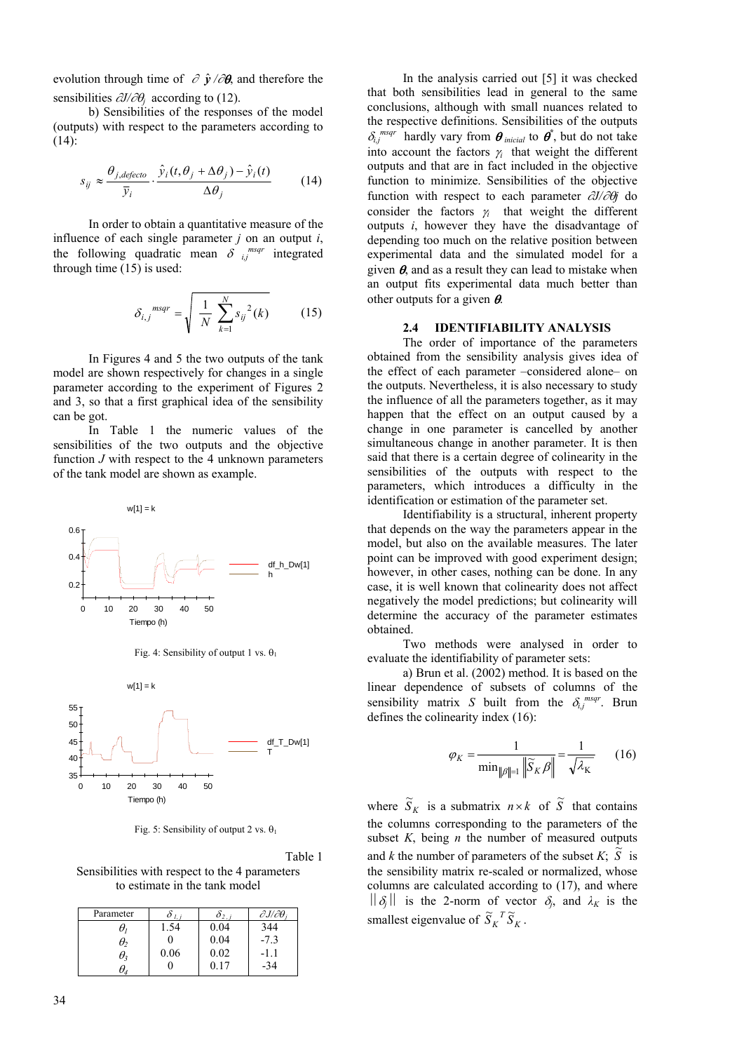evolution through time of $\partial \hat{\mathbf{y}} / \partial \boldsymbol{\theta}$, and therefore the sensibilities $\partial J / \partial \theta_j$ according to (12).

b) Sensibilities of the responses of the model (outputs) with respect to the parameters according to (14):

$$s_{ij} \approx \frac{\theta_{j,defecto}}{\bar{y}_i} \cdot \frac{\hat{y}_i(t, \theta_j + \Delta\theta_j) - \hat{y}_i(t)}{\Delta\theta_j} \qquad (14)$$

In order to obtain a quantitative measure of the influence of each single parameter $j$ on an output $i$, the following quadratic mean $\delta_{i,j}^{msqr}$ integrated through time (15) is used:

$$\delta_{i,j}^{msqr} = \sqrt{\frac{1}{N} \sum_{k=1}^{N} s_{ij}^2(k)} \qquad (15)$$

In Figures 4 and 5 the two outputs of the tank model are shown respectively for changes in a single parameter according to the experiment of Figures 2 and 3, so that a first graphical idea of the sensibility can be got.

In Table 1 the numeric values of the sensibilities of the two outputs and the objective function $J$ with respect to the 4 unknown parameters of the tank model are shown as example.

Fig. 4: Sensibility of output 1 vs. $\theta_1$

Fig. 5: Sensibility of output 2 vs. $\theta_1$

Table 1
Sensibilities with respect to the 4 parameters to estimate in the tank model

| Parameter | $\delta_{1,j}$ | $\delta_{2,j}$ | $\partial J/\partial \theta_j$ |
|---|---|---|---|
| $\theta_1$ | 1.54 | 0.04 | 344 |
| $\theta_2$ | 0 | 0.04 | -7.3 |
| $\theta_3$ | 0.06 | 0.02 | -1.1 |
| $\theta_4$ | 0 | 0.17 | -34 |

In the analysis carried out [5] it was checked that both sensibilities lead in general to the same conclusions, although with small nuances related to the respective definitions. Sensibilities of the outputs $\delta_{i,j}^{msqr}$ hardly vary from $\boldsymbol{\theta}_{inicial}$ to $\boldsymbol{\theta}^*$, but do not take into account the factors $\gamma_i$ that weight the different outputs and that are in fact included in the objective function to minimize. Sensibilities of the objective function with respect to each parameter $\partial J / \partial \theta_j$ do consider the factors $\gamma_i$ that weight the different outputs $i$, however they have the disadvantage of depending too much on the relative position between experimental data and the simulated model for a given $\boldsymbol{\theta}$, and as a result they can lead to mistake when an output fits experimental data much better than other outputs for a given $\boldsymbol{\theta}$.

### 2.4 IDENTIFIABILITY ANALYSIS

The order of importance of the parameters obtained from the sensibility analysis gives idea of the effect of each parameter –considered alone– on the outputs. Nevertheless, it is also necessary to study the influence of all the parameters together, as it may happen that the effect on an output caused by a change in one parameter is cancelled by another simultaneous change in another parameter. It is then said that there is a certain degree of colinearity in the sensibilities of the outputs with respect to the parameters, which introduces a difficulty in the identification or estimation of the parameter set.

Identifiability is a structural, inherent property that depends on the way the parameters appear in the model, but also on the available measures. The later point can be improved with good experiment design; however, in other cases, nothing can be done. In any case, it is well known that colinearity does not affect negatively the model predictions; but colinearity will determine the accuracy of the parameter estimates obtained.

Two methods were analysed in order to evaluate the identifiability of parameter sets:

a) Brun et al. (2002) method. It is based on the linear dependence of subsets of columns of the sensibility matrix $S$ built from the $\delta_{i,j}^{msqr}$. Brun defines the colinearity index (16):

$$\varphi_K = \frac{1}{\min_{\|\beta\|=1} \left\| \tilde{S}_K \beta \right\|} = \frac{1}{\sqrt{\lambda_K}} \qquad (16)$$

where $\tilde{S}_K$ is a submatrix $n \times k$ of $\tilde{S}$ that contains the columns corresponding to the parameters of the subset $K$, being $n$ the number of measured outputs and $k$ the number of parameters of the subset $K$; $\tilde{S}$ is the sensibility matrix re-scaled or normalized, whose columns are calculated according to (17), and where $\| \delta_j \|$ is the 2-norm of vector $\delta_j$, and $\lambda_K$ is the smallest eigenvalue of $\tilde{S}_K^T \tilde{S}_K$.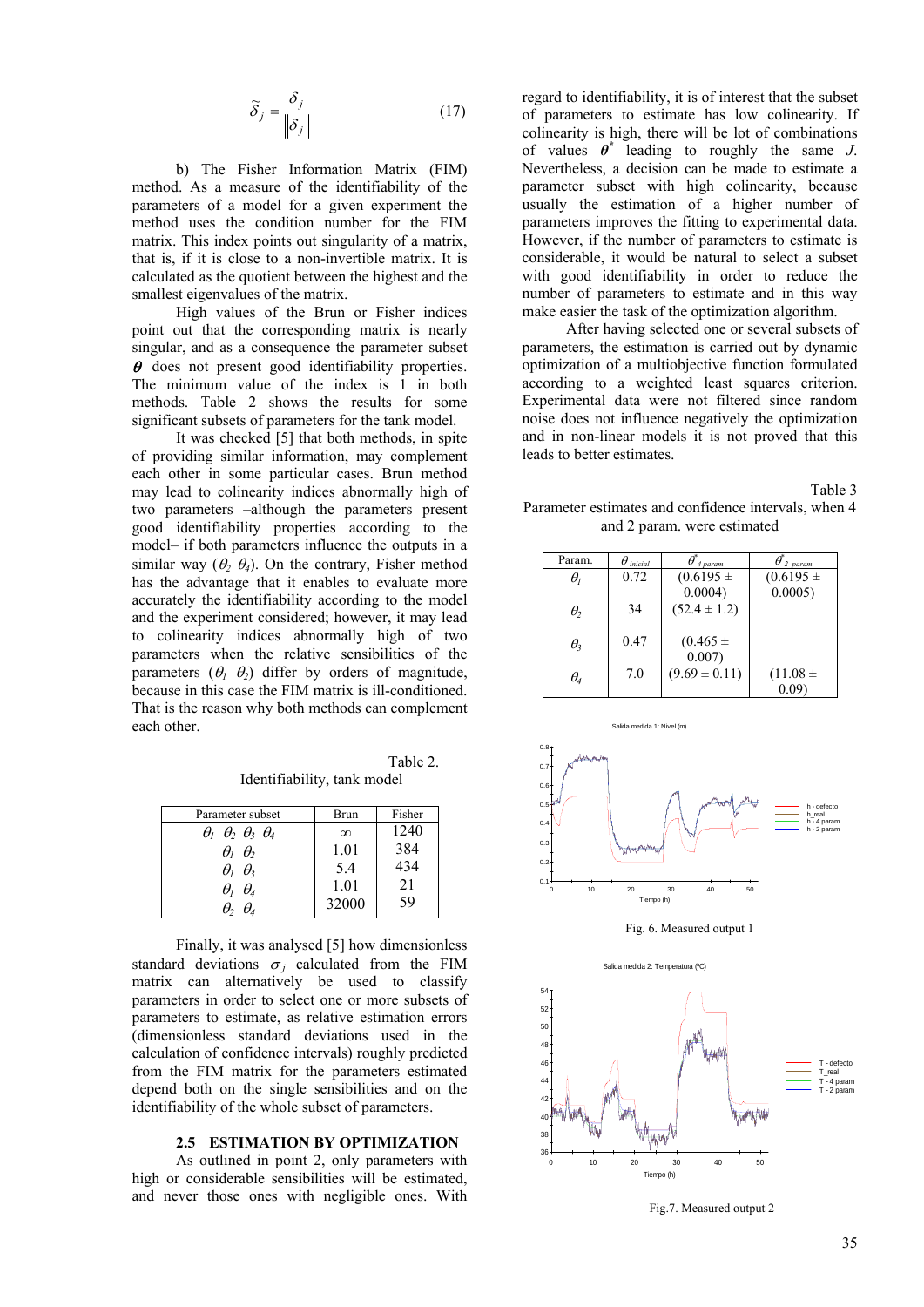$$\tilde{\delta}_j = \frac{\delta_j}{\|\delta_j\|} \qquad (17)$$

b) The Fisher Information Matrix (FIM) method. As a measure of the identifiability of the parameters of a model for a given experiment the method uses the condition number for the FIM matrix. This index points out singularity of a matrix, that is, if it is close to a non-invertible matrix. It is calculated as the quotient between the highest and the smallest eigenvalues of the matrix.

High values of the Brun or Fisher indices point out that the corresponding matrix is nearly singular, and as a consequence the parameter subset $\boldsymbol{\theta}$ does not present good identifiability properties. The minimum value of the index is 1 in both methods. Table 2 shows the results for some significant subsets of parameters for the tank model.

It was checked [5] that both methods, in spite of providing similar information, may complement each other in some particular cases. Brun method may lead to colinearity indices abnormally high of two parameters –although the parameters present good identifiability properties according to the model– if both parameters influence the outputs in a similar way ($\theta_2$ $\theta_4$). On the contrary, Fisher method has the advantage that it enables to evaluate more accurately the identifiability according to the model and the experiment considered; however, it may lead to colinearity indices abnormally high of two parameters when the relative sensibilities of the parameters ($\theta_1$ $\theta_2$) differ by orders of magnitude, because in this case the FIM matrix is ill-conditioned. That is the reason why both methods can complement each other.

Table 2.
Identifiability, tank model

| Parameter subset | Brun | Fisher |
|---|---|---|
| $\theta_1$ $\theta_2$ $\theta_3$ $\theta_4$ | $\infty$ | 1240 |
| $\theta_1$ $\theta_2$ | 1.01 | 384 |
| $\theta_1$ $\theta_3$ | 5.4 | 434 |
| $\theta_1$ $\theta_4$ | 1.01 | 21 |
| $\theta_2$ $\theta_4$ | 32000 | 59 |

Finally, it was analysed [5] how dimensionless standard deviations $\sigma_j$ calculated from the FIM matrix can alternatively be used to classify parameters in order to select one or more subsets of parameters to estimate, as relative estimation errors (dimensionless standard deviations used in the calculation of confidence intervals) roughly predicted from the FIM matrix for the parameters estimated depend both on the single sensibilities and on the identifiability of the whole subset of parameters.

### 2.5 ESTIMATION BY OPTIMIZATION

As outlined in point 2, only parameters with high or considerable sensibilities will be estimated, and never those ones with negligible ones. With regard to identifiability, it is of interest that the subset of parameters to estimate has low colinearity. If colinearity is high, there will be lot of combinations of values $\boldsymbol{\theta}^*$ leading to roughly the same $J$. Nevertheless, a decision can be made to estimate a parameter subset with high colinearity, because usually the estimation of a higher number of parameters improves the fitting to experimental data. However, if the number of parameters to estimate is considerable, it would be natural to select a subset with good identifiability in order to reduce the number of parameters to estimate and in this way make easier the task of the optimization algorithm.

After having selected one or several subsets of parameters, the estimation is carried out by dynamic optimization of a multiobjective function formulated according to a weighted least squares criterion. Experimental data were not filtered since random noise does not influence negatively the optimization and in non-linear models it is not proved that this leads to better estimates.

Table 3
Parameter estimates and confidence intervals, when 4 and 2 param. were estimated

| Param. | $\theta_{inicial}$ | $\theta^*_{4\ param}$ | $\theta^*_{2\ param}$ |
|---|---|---|---|
| $\theta_1$ | 0.72 | (0.6195 ± 0.0004) | (0.6195 ± 0.0005) |
| $\theta_2$ | 34 | (52.4 ± 1.2) | |
| $\theta_3$ | 0.47 | (0.465 ± 0.007) | |
| $\theta_4$ | 7.0 | (9.69 ± 0.11) | (11.08 ± 0.09) |

Fig. 6. Measured output 1

Fig.7. Measured output 2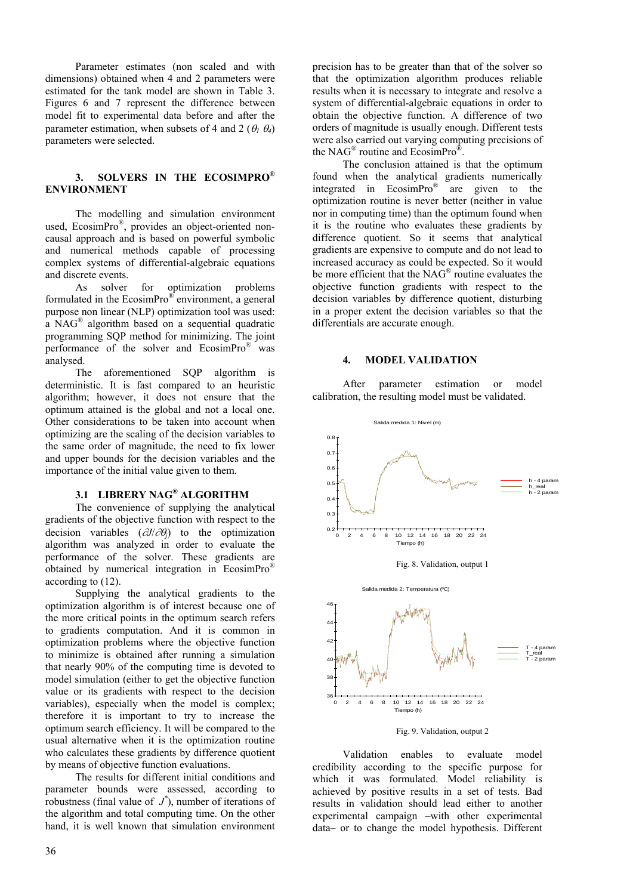Parameter estimates (non scaled and with dimensions) obtained when 4 and 2 parameters were estimated for the tank model are shown in Table 3. Figures 6 and 7 represent the difference between model fit to experimental data before and after the parameter estimation, when subsets of 4 and 2 ($\theta_l$ $\theta_4$) parameters were selected.

## 3. SOLVERS IN THE ECOSIMPRO® ENVIRONMENT

The modelling and simulation environment used, EcosimPro®, provides an object-oriented non-causal approach and is based on powerful symbolic and numerical methods capable of processing complex systems of differential-algebraic equations and discrete events.

As solver for optimization problems formulated in the EcosimPro® environment, a general purpose non linear (NLP) optimization tool was used: a NAG® algorithm based on a sequential quadratic programming SQP method for minimizing. The joint performance of the solver and EcosimPro® was analysed.

The aforementioned SQP algorithm is deterministic. It is fast compared to an heuristic algorithm; however, it does not ensure that the optimum attained is the global and not a local one. Other considerations to be taken into account when optimizing are the scaling of the decision variables to the same order of magnitude, the need to fix lower and upper bounds for the decision variables and the importance of the initial value given to them.

### 3.1 LIBRERY NAG® ALGORITHM

The convenience of supplying the analytical gradients of the objective function with respect to the decision variables ($\partial J/\partial \theta_j$) to the optimization algorithm was analyzed in order to evaluate the performance of the solver. These gradients are obtained by numerical integration in EcosimPro® according to (12).

Supplying the analytical gradients to the optimization algorithm is of interest because one of the more critical points in the optimum search refers to gradients computation. And it is common in optimization problems where the objective function to minimize is obtained after running a simulation that nearly 90% of the computing time is devoted to model simulation (either to get the objective function value or its gradients with respect to the decision variables), especially when the model is complex; therefore it is important to try to increase the optimum search efficiency. It will be compared to the usual alternative when it is the optimization routine who calculates these gradients by difference quotient by means of objective function evaluations.

The results for different initial conditions and parameter bounds were assessed, according to robustness (final value of $J^*$), number of iterations of the algorithm and total computing time. On the other hand, it is well known that simulation environment precision has to be greater than that of the solver so that the optimization algorithm produces reliable results when it is necessary to integrate and resolve a system of differential-algebraic equations in order to obtain the objective function. A difference of two orders of magnitude is usually enough. Different tests were also carried out varying computing precisions of the NAG® routine and EcosimPro®.

The conclusion attained is that the optimum found when the analytical gradients numerically integrated in EcosimPro® are given to the optimization routine is never better (neither in value nor in computing time) than the optimum found when it is the routine who evaluates these gradients by difference quotient. So it seems that analytical gradients are expensive to compute and do not lead to increased accuracy as could be expected. So it would be more efficient that the NAG® routine evaluates the objective function gradients with respect to the decision variables by difference quotient, disturbing in a proper extent the decision variables so that the differentials are accurate enough.

## 4. MODEL VALIDATION

After parameter estimation or model calibration, the resulting model must be validated.

Fig. 8. Validation, output 1

Fig. 9. Validation, output 2

Validation enables to evaluate model credibility according to the specific purpose for which it was formulated. Model reliability is achieved by positive results in a set of tests. Bad results in validation should lead either to another experimental campaign –with other experimental data– or to change the model hypothesis. Different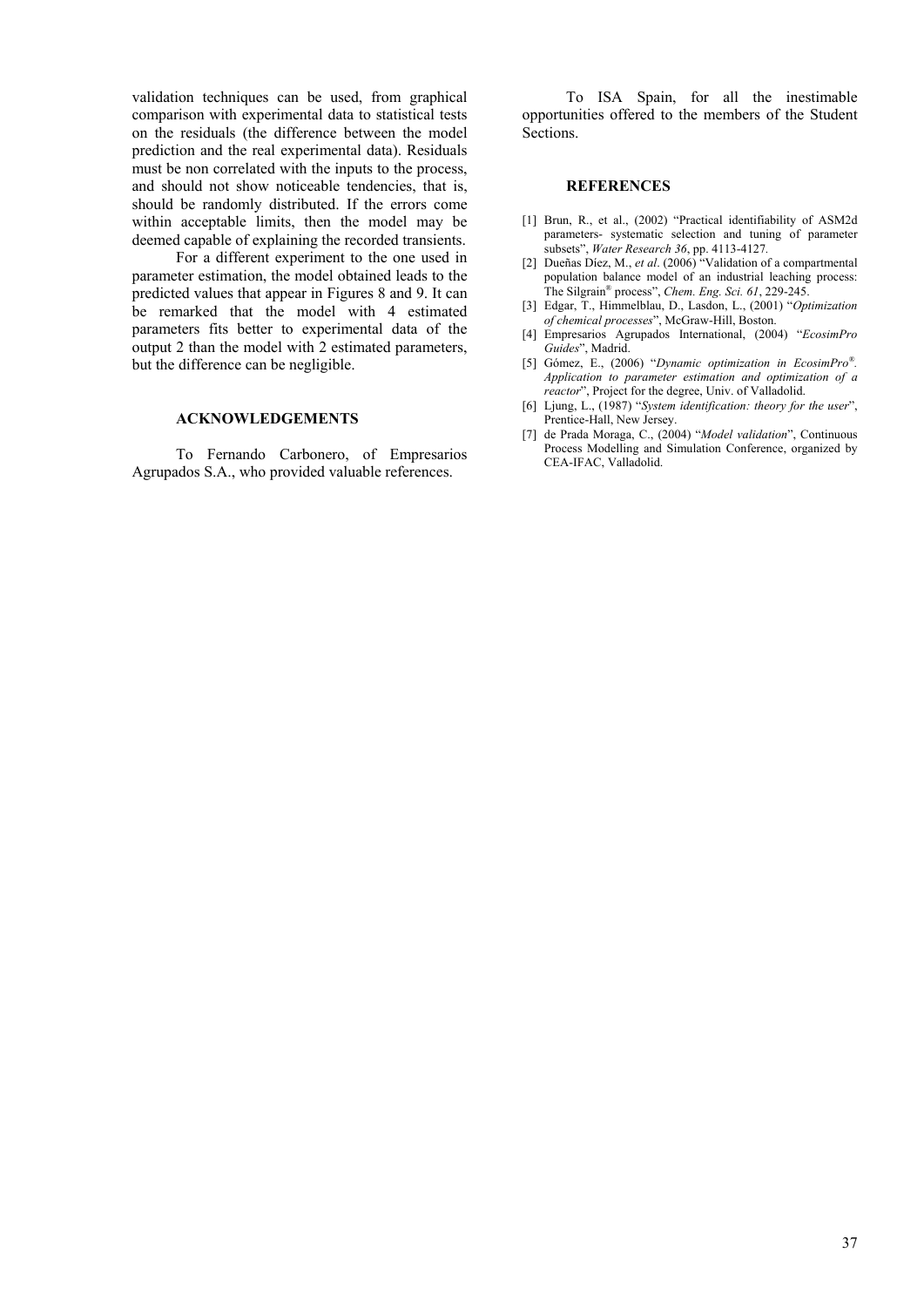validation techniques can be used, from graphical comparison with experimental data to statistical tests on the residuals (the difference between the model prediction and the real experimental data). Residuals must be non correlated with the inputs to the process, and should not show noticeable tendencies, that is, should be randomly distributed. If the errors come within acceptable limits, then the model may be deemed capable of explaining the recorded transients.

For a different experiment to the one used in parameter estimation, the model obtained leads to the predicted values that appear in Figures 8 and 9. It can be remarked that the model with 4 estimated parameters fits better to experimental data of the output 2 than the model with 2 estimated parameters, but the difference can be negligible.

## ACKNOWLEDGEMENTS

To Fernando Carbonero, of Empresarios Agrupados S.A., who provided valuable references.

To ISA Spain, for all the inestimable opportunities offered to the members of the Student Sections.

## REFERENCES

[1] Brun, R., et al., (2002) "Practical identifiability of ASM2d parameters- systematic selection and tuning of parameter subsets", *Water Research 36*, pp. 4113-4127.

[2] Dueñas Díez, M., *et al*. (2006) "Validation of a compartmental population balance model of an industrial leaching process: The Silgrain® process", *Chem. Eng. Sci. 61*, 229-245.

[3] Edgar, T., Himmelblau, D., Lasdon, L., (2001) "*Optimization of chemical processes*", McGraw-Hill, Boston.

[4] Empresarios Agrupados International, (2004) "*EcosimPro Guides*", Madrid.

[5] Gómez, E., (2006) "*Dynamic optimization in EcosimPro®. Application to parameter estimation and optimization of a reactor*", Project for the degree, Univ. of Valladolid.

[6] Ljung, L., (1987) "*System identification: theory for the user*", Prentice-Hall, New Jersey.

[7] de Prada Moraga, C., (2004) "*Model validation*", Continuous Process Modelling and Simulation Conference, organized by CEA-IFAC, Valladolid.